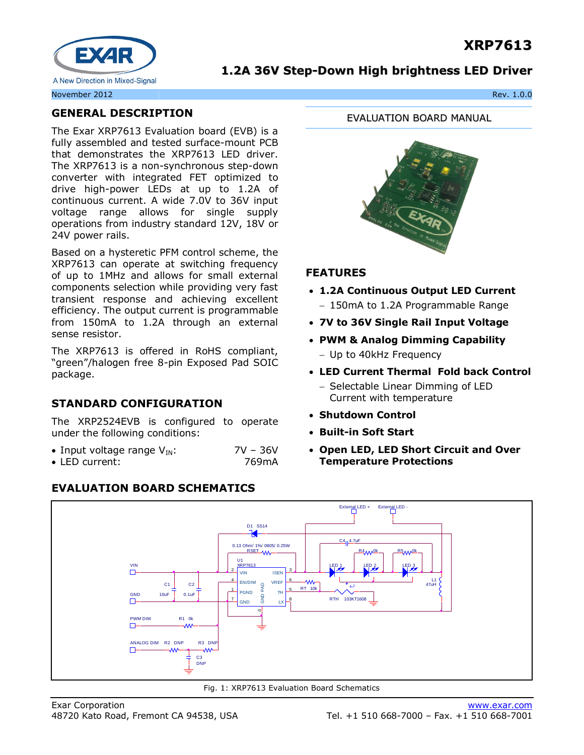# XRP7613

## 1.2A 36V Step-Down High brightness LED Driver

November 2012 Rev. 1.0.0

EVALUATION BOARD MANUAL

## GENERAL DESCRIPTION

The Exar XRP7613 Evaluation board (EVB) is a fully assembled and tested surface-mount PCB that demonstrates the XRP7613 LED driver. The XRP7613 is a non-synchronous step-down converter with integrated FET optimized to drive high-power LEDs at up to 1.2A of continuous current. A wide 7.0V to 36V input voltage range allows for single supply operations from industry standard 12V, 18V or 24V power rails.

Based on a hysteretic PFM control scheme, the XRP7613 can operate at switching frequency of up to 1MHz and allows for small external components selection while providing very fast transient response and achieving excellent efficiency. The output current is programmable from 150mA to 1.2A through an external sense resistor.

The XRP7613 is offered in RoHS compliant, "green"/halogen free 8-pin Exposed Pad SOIC package.

## STANDARD CONFIGURATION

The XRP2524EVB is configured to operate under the following conditions:

- Input voltage range $V_{IN}$: 7V – 36V
- LED current: 769mA

## FEATURES

- **1.2A Continuous Output LED Current**
  - 150mA to 1.2A Programmable Range
- **7V to 36V Single Rail Input Voltage**
- **PWM & Analog Dimming Capability**
  - Up to 40kHz Frequency
- **LED Current Thermal Fold back Control**
  - Selectable Linear Dimming of LED Current with temperature
- **Shutdown Control**
- **Built-in Soft Start**
- **Open LED, LED Short Circuit and Over Temperature Protections**

## EVALUATION BOARD SCHEMATICS

Fig. 1: XRP7613 Evaluation Board Schematics

Exar Corporation
48720 Kato Road, Fremont CA 94538, USA

www.exar.com
Tel. +1 510 668-7000 – Fax. +1 510 668-7001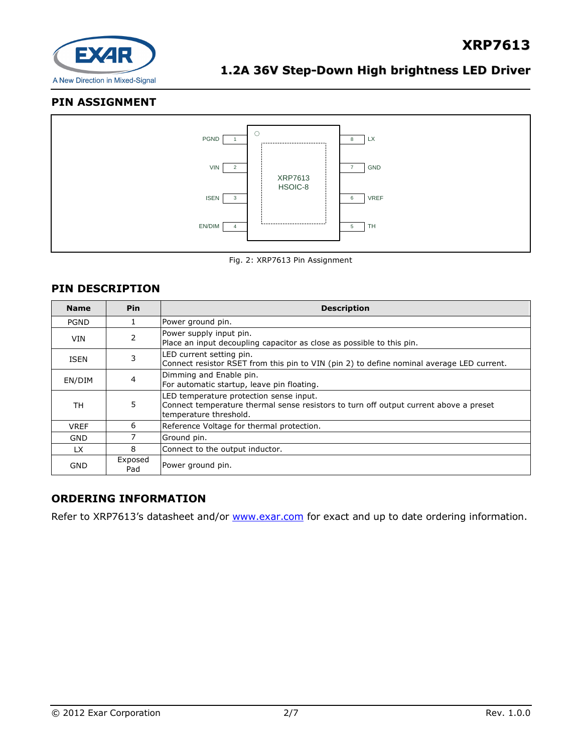## PIN ASSIGNMENT

Fig. 2: XRP7613 Pin Assignment

## PIN DESCRIPTION

| Name | Pin | Description |
|---|---|---|
| PGND | 1 | Power ground pin. |
| VIN | 2 | Power supply input pin.<br>Place an input decoupling capacitor as close as possible to this pin. |
| ISEN | 3 | LED current setting pin.<br>Connect resistor RSET from this pin to VIN (pin 2) to define nominal average LED current. |
| EN/DIM | 4 | Dimming and Enable pin.<br>For automatic startup, leave pin floating. |
| TH | 5 | LED temperature protection sense input.<br>Connect temperature thermal sense resistors to turn off output current above a preset temperature threshold. |
| VREF | 6 | Reference Voltage for thermal protection. |
| GND | 7 | Ground pin. |
| LX | 8 | Connect to the output inductor. |
| GND | Exposed Pad | Power ground pin. |

## ORDERING INFORMATION

Refer to XRP7613's datasheet and/or www.exar.com for exact and up to date ordering information.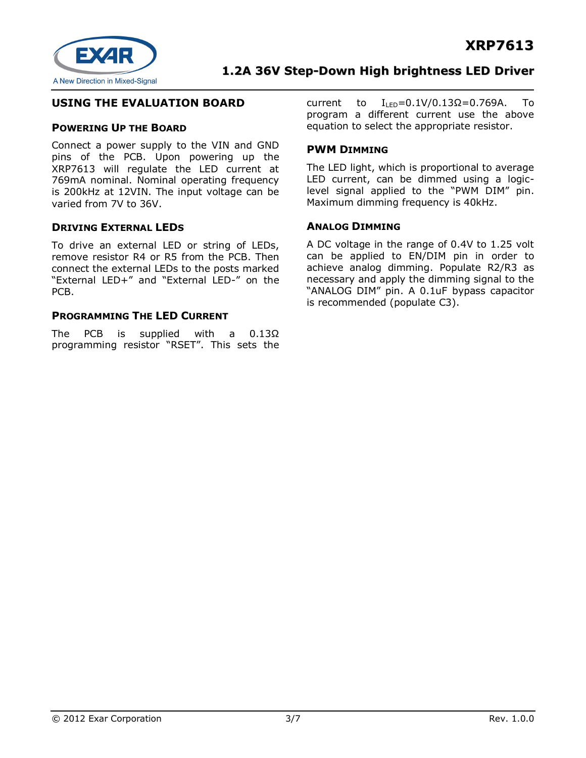## USING THE EVALUATION BOARD

### POWERING UP THE BOARD

Connect a power supply to the VIN and GND pins of the PCB. Upon powering up the XRP7613 will regulate the LED current at 769mA nominal. Nominal operating frequency is 200kHz at 12VIN. The input voltage can be varied from 7V to 36V.

### DRIVING EXTERNAL LEDS

To drive an external LED or string of LEDs, remove resistor R4 or R5 from the PCB. Then connect the external LEDs to the posts marked "External LED+" and "External LED-" on the PCB.

### PROGRAMMING THE LED CURRENT

The PCB is supplied with a 0.13Ω programming resistor "RSET". This sets the current to $I_{LED}=0.1V/0.13\Omega=0.769A$. To program a different current use the above equation to select the appropriate resistor.

### PWM DIMMING

The LED light, which is proportional to average LED current, can be dimmed using a logic-level signal applied to the "PWM DIM" pin. Maximum dimming frequency is 40kHz.

### ANALOG DIMMING

A DC voltage in the range of 0.4V to 1.25 volt can be applied to EN/DIM pin in order to achieve analog dimming. Populate R2/R3 as necessary and apply the dimming signal to the "ANALOG DIM" pin. A 0.1uF bypass capacitor is recommended (populate C3).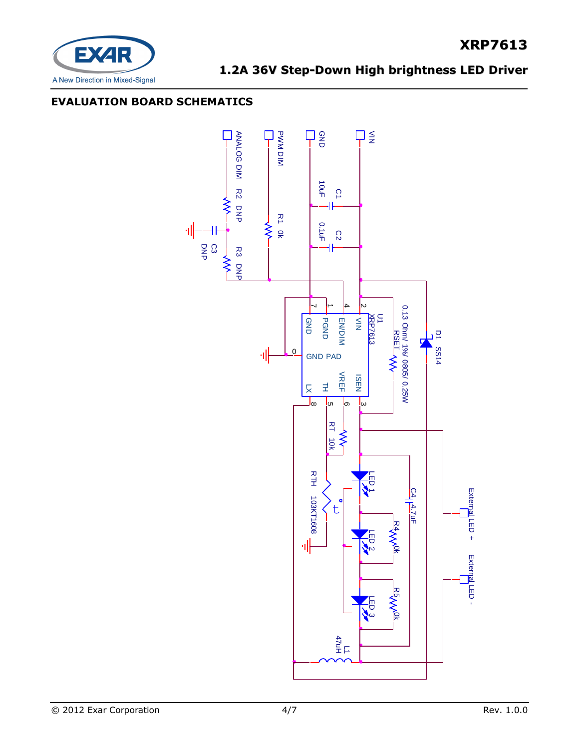## EVALUATION BOARD SCHEMATICS

VIN

GND

PWM DIM

ANALOG DIM

C1 10uF

C2 0.1uF

R1 0k

R2 DNP

R3 DNP

C3 DNP

D1 SS14

RSET 0.13 Ohm/ 1%/ 0805/ 0.25W

U1 XRP7613

2 VIN

4 EN/DIM

1 PGND

7 GND

0 GND PAD

3 ISEN

6 VREF

5 TH

8 LX

RT 10k

RTH 103KT1608

LED 1

LED 2

LED 3

R4 0k

R5 0k

C4 4.7uF

L1 47uH

External LED +

External LED -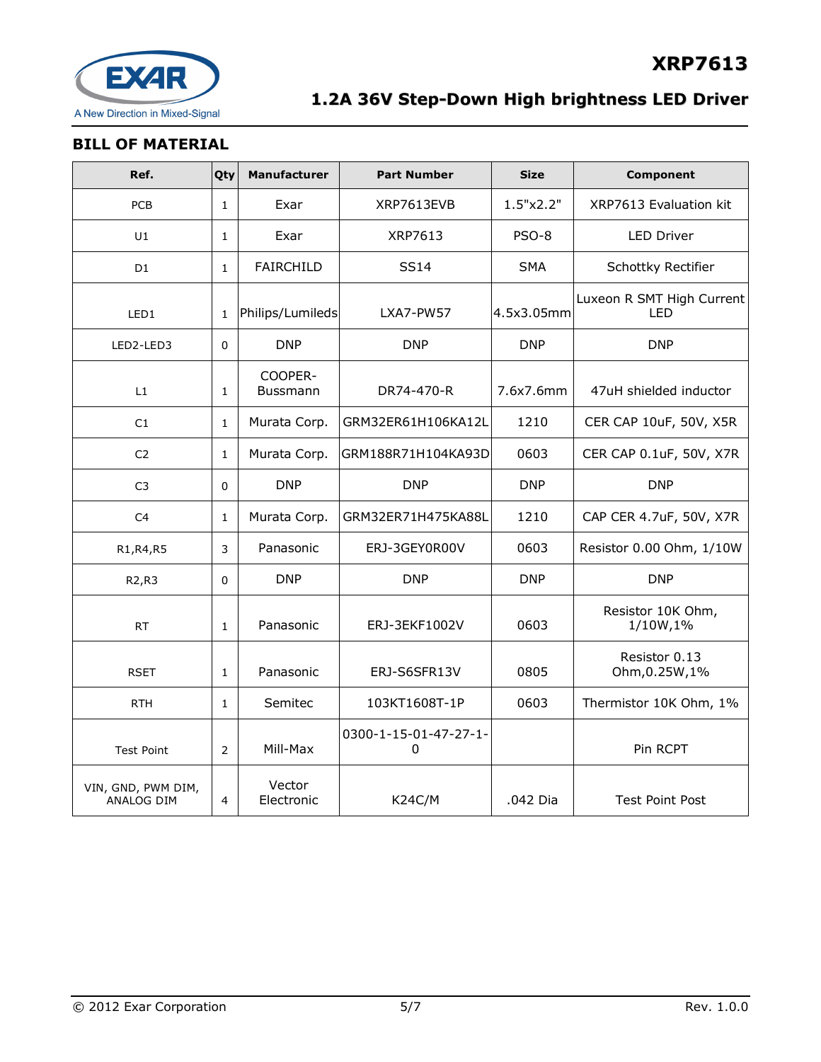## BILL OF MATERIAL

| Ref. | Qty | Manufacturer | Part Number | Size | Component |
|---|---|---|---|---|---|
| PCB | 1 | Exar | XRP7613EVB | 1.5"x2.2" | XRP7613 Evaluation kit |
| U1 | 1 | Exar | XRP7613 | PSO-8 | LED Driver |
| D1 | 1 | FAIRCHILD | SS14 | SMA | Schottky Rectifier |
| LED1 | 1 | Philips/Lumileds | LXA7-PW57 | 4.5x3.05mm | Luxeon R SMT High Current LED |
| LED2-LED3 | 0 | DNP | DNP | DNP | DNP |
| L1 | 1 | COOPER-Bussmann | DR74-470-R | 7.6x7.6mm | 47uH shielded inductor |
| C1 | 1 | Murata Corp. | GRM32ER61H106KA12L | 1210 | CER CAP 10uF, 50V, X5R |
| C2 | 1 | Murata Corp. | GRM188R71H104KA93D | 0603 | CER CAP 0.1uF, 50V, X7R |
| C3 | 0 | DNP | DNP | DNP | DNP |
| C4 | 1 | Murata Corp. | GRM32ER71H475KA88L | 1210 | CAP CER 4.7uF, 50V, X7R |
| R1,R4,R5 | 3 | Panasonic | ERJ-3GEY0R00V | 0603 | Resistor 0.00 Ohm, 1/10W |
| R2,R3 | 0 | DNP | DNP | DNP | DNP |
| RT | 1 | Panasonic | ERJ-3EKF1002V | 0603 | Resistor 10K Ohm, 1/10W,1% |
| RSET | 1 | Panasonic | ERJ-S6SFR13V | 0805 | Resistor 0.13 Ohm,0.25W,1% |
| RTH | 1 | Semitec | 103KT1608T-1P | 0603 | Thermistor 10K Ohm, 1% |
| Test Point | 2 | Mill-Max | 0300-1-15-01-47-27-1-0 | | Pin RCPT |
| VIN, GND, PWM DIM, ANALOG DIM | 4 | Vector Electronic | K24C/M | .042 Dia | Test Point Post |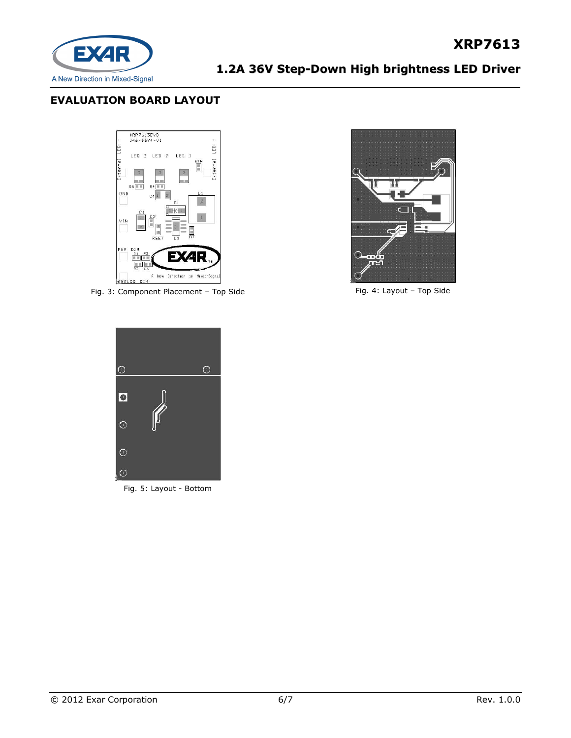## EVALUATION BOARD LAYOUT

Fig. 3: Component Placement – Top Side

Fig. 4: Layout – Top Side

Fig. 5: Layout - Bottom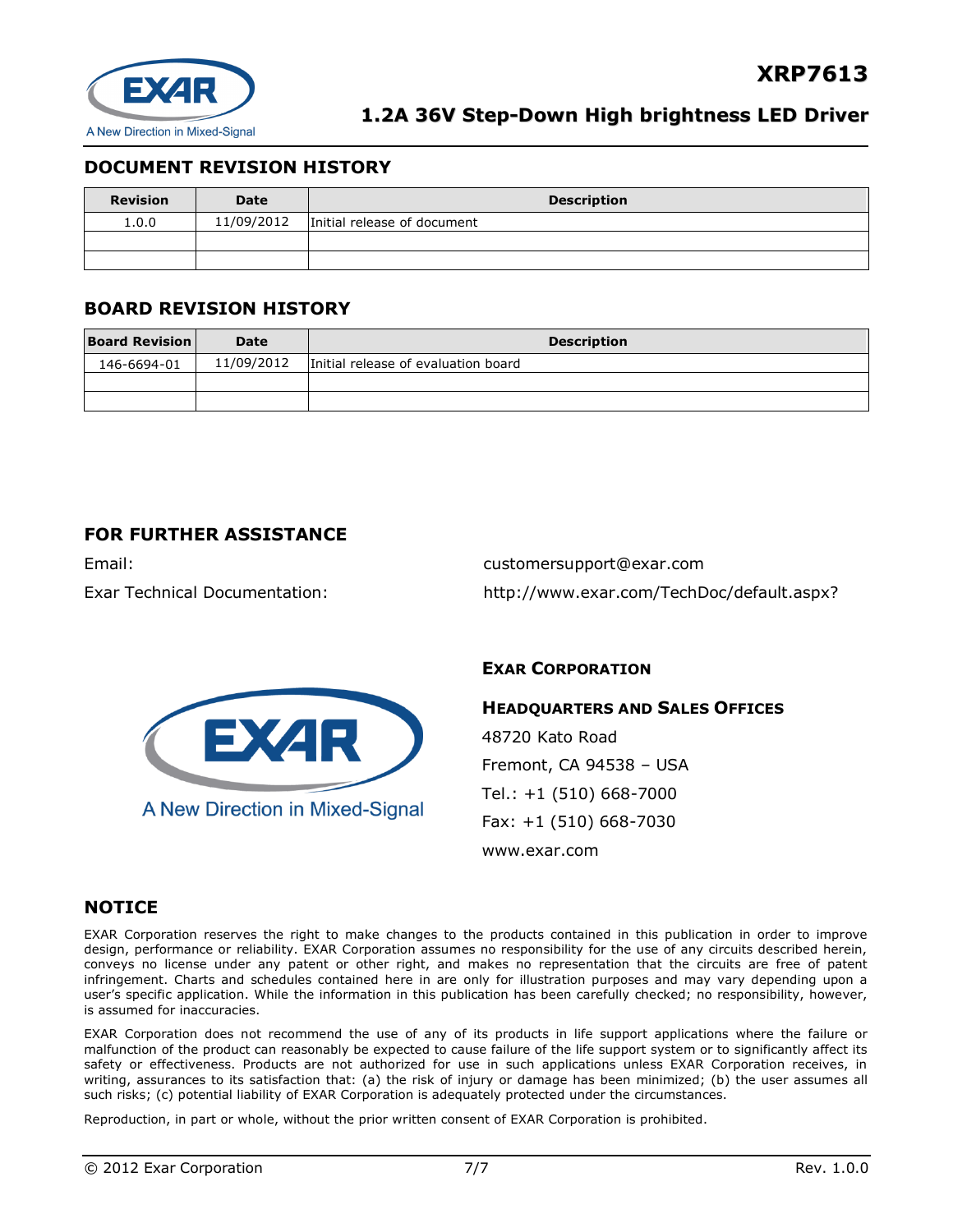## DOCUMENT REVISION HISTORY

| Revision | Date | Description |
| --- | --- | --- |
| 1.0.0 | 11/09/2012 | Initial release of document |
| | | |
| | | |

## BOARD REVISION HISTORY

| Board Revision | Date | Description |
| --- | --- | --- |
| 146-6694-01 | 11/09/2012 | Initial release of evaluation board |
| | | |
| | | |

## FOR FURTHER ASSISTANCE

Email: customersupport@exar.com

Exar Technical Documentation: http://www.exar.com/TechDoc/default.aspx?

A New Direction in Mixed-Signal

**EXAR CORPORATION**

**HEADQUARTERS AND SALES OFFICES**

48720 Kato Road
Fremont, CA 94538 – USA
Tel.: +1 (510) 668-7000
Fax: +1 (510) 668-7030
www.exar.com

## NOTICE

EXAR Corporation reserves the right to make changes to the products contained in this publication in order to improve design, performance or reliability. EXAR Corporation assumes no responsibility for the use of any circuits described herein, conveys no license under any patent or other right, and makes no representation that the circuits are free of patent infringement. Charts and schedules contained here in are only for illustration purposes and may vary depending upon a user's specific application. While the information in this publication has been carefully checked; no responsibility, however, is assumed for inaccuracies.

EXAR Corporation does not recommend the use of any of its products in life support applications where the failure or malfunction of the product can reasonably be expected to cause failure of the life support system or to significantly affect its safety or effectiveness. Products are not authorized for use in such applications unless EXAR Corporation receives, in writing, assurances to its satisfaction that: (a) the risk of injury or damage has been minimized; (b) the user assumes all such risks; (c) potential liability of EXAR Corporation is adequately protected under the circumstances.

Reproduction, in part or whole, without the prior written consent of EXAR Corporation is prohibited.